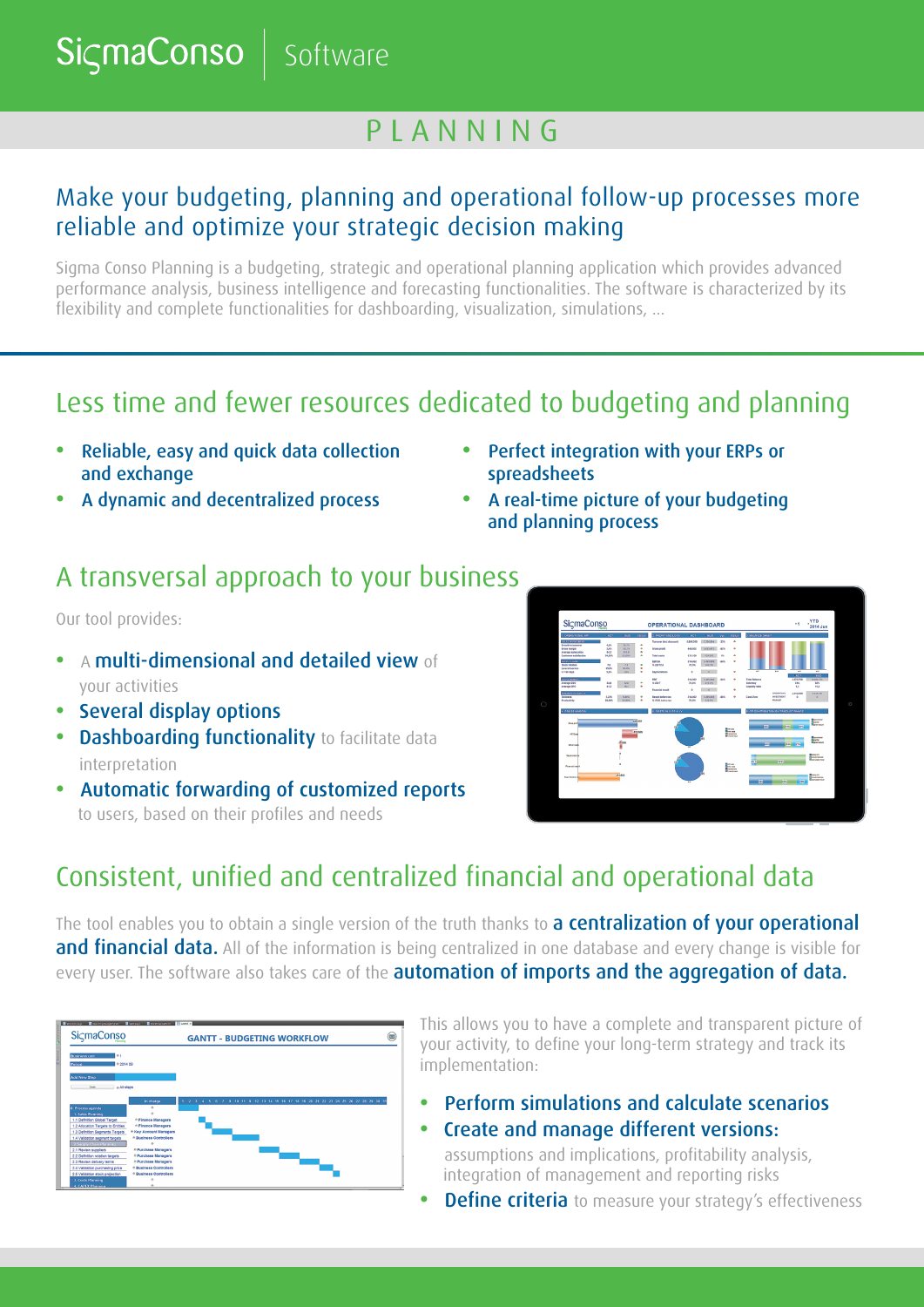SigmaConso | Software

# PLANNING

## Make your budgeting, planning and operational follow-up processes more reliable and optimize your strategic decision making

Sigma Conso Planning is a budgeting, strategic and operational planning application which provides advanced performance analysis, business intelligence and forecasting functionalities. The software is characterized by its flexibility and complete functionalities for dashboarding, visualization, simulations, ...

## Less time and fewer resources dedicated to budgeting and planning

- **Reliable, easy and quick data collection and exchange**
- **A dynamic and decentralized process**
- **Perfect integration with your ERPs or spreadsheets**
- **A real-time picture of your budgeting and planning process**

## A transversal approach to your business

Our tool provides:

- A **multi-dimensional and detailed view** of your activities
- **Several display options**
- **Dashboarding functionality** to facilitate data interpretation
- **Automatic forwarding of customized reports** to users, based on their profiles and needs

## Consistent, unified and centralized financial and operational data

The tool enables you to obtain a single version of the truth thanks to **a centralization of your operational and financial data.** All of the information is being centralized in one database and every change is visible for every user. The software also takes care of the **automation of imports and the aggregation of data.**

This allows you to have a complete and transparent picture of your activity, to define your long-term strategy and track its implementation:

- **Perform simulations and calculate scenarios**
- **Create and manage different versions:** assumptions and implications, profitability analysis, integration of management and reporting risks
- **Define criteria** to measure your strategy's effectiveness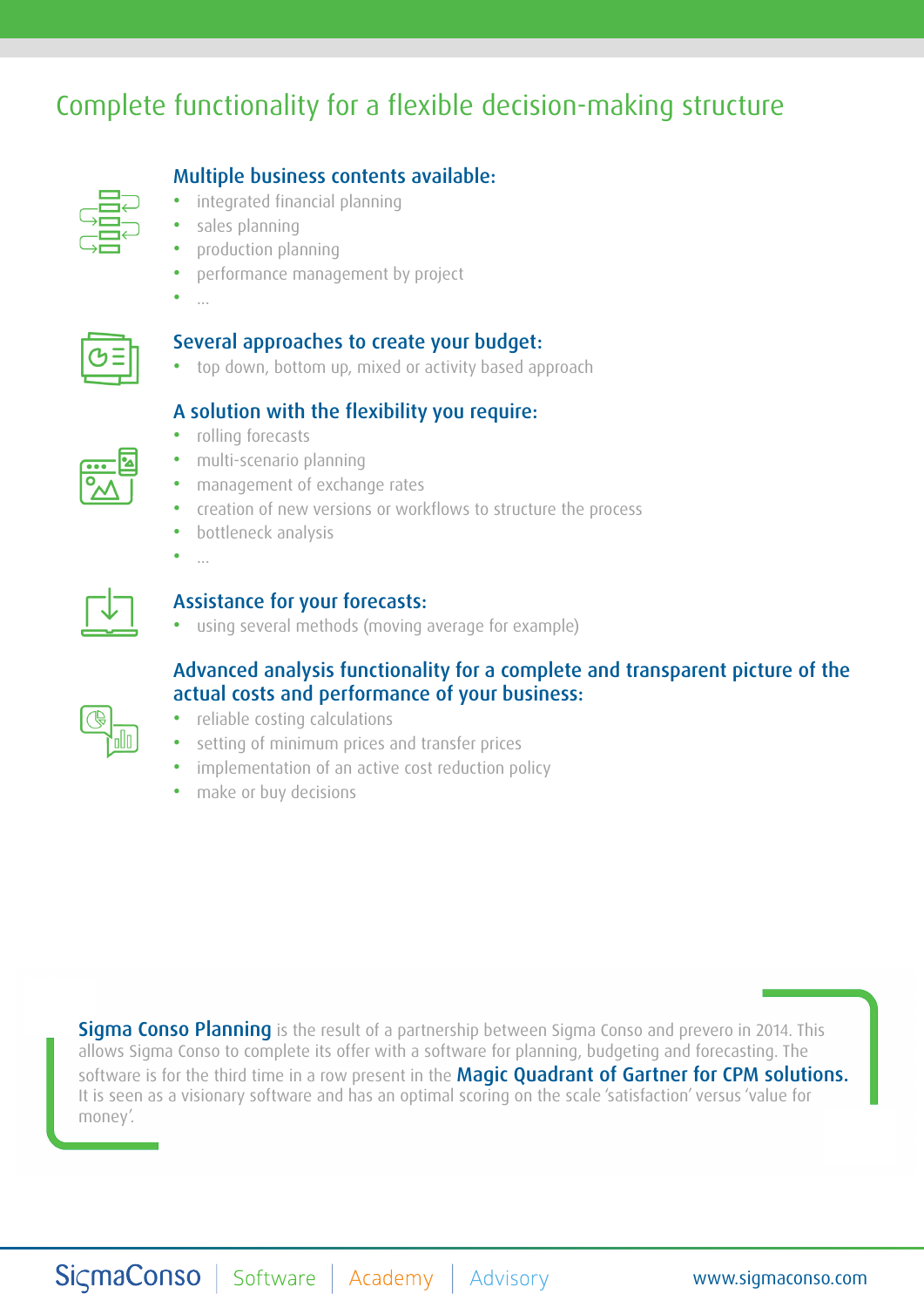# Complete functionality for a flexible decision-making structure

### Multiple business contents available:

- integrated financial planning
- sales planning
- production planning
- performance management by project
- ...

### Several approaches to create your budget:

- top down, bottom up, mixed or activity based approach

### A solution with the flexibility you require:

- rolling forecasts
- multi-scenario planning
- management of exchange rates
- creation of new versions or workflows to structure the process
- bottleneck analysis
- ...

### Assistance for your forecasts:

- using several methods (moving average for example)

### Advanced analysis functionality for a complete and transparent picture of the actual costs and performance of your business:

- reliable costing calculations
- setting of minimum prices and transfer prices
- implementation of an active cost reduction policy
- make or buy decisions

**Sigma Conso Planning** is the result of a partnership between Sigma Conso and prevero in 2014. This allows Sigma Conso to complete its offer with a software for planning, budgeting and forecasting. The software is for the third time in a row present in the **Magic Quadrant of Gartner for CPM solutions.** It is seen as a visionary software and has an optimal scoring on the scale 'satisfaction' versus 'value for money'.

SigmaConso | Software | Academy | Advisory www.sigmaconso.com